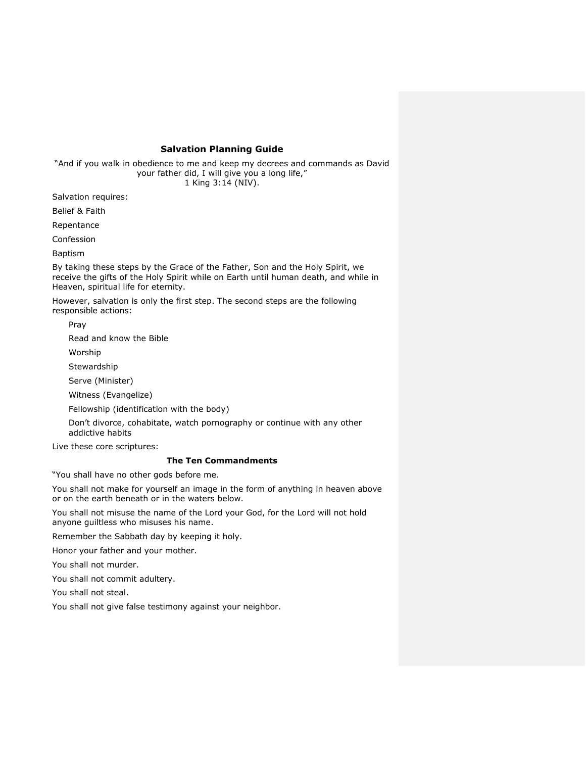## Salvation Planning Guide

"And if you walk in obedience to me and keep my decrees and commands as David your father did, I will give you a long life,"
1 King 3:14 (NIV).

Salvation requires:

Belief & Faith

Repentance

Confession

Baptism

By taking these steps by the Grace of the Father, Son and the Holy Spirit, we receive the gifts of the Holy Spirit while on Earth until human death, and while in Heaven, spiritual life for eternity.

However, salvation is only the first step. The second steps are the following responsible actions:

- Pray
- Read and know the Bible
- Worship
- Stewardship
- Serve (Minister)
- Witness (Evangelize)
- Fellowship (identification with the body)
- Don't divorce, cohabitate, watch pornography or continue with any other addictive habits

Live these core scriptures:

### The Ten Commandments

"You shall have no other gods before me.

You shall not make for yourself an image in the form of anything in heaven above or on the earth beneath or in the waters below.

You shall not misuse the name of the Lord your God, for the Lord will not hold anyone guiltless who misuses his name.

Remember the Sabbath day by keeping it holy.

Honor your father and your mother.

You shall not murder.

You shall not commit adultery.

You shall not steal.

You shall not give false testimony against your neighbor.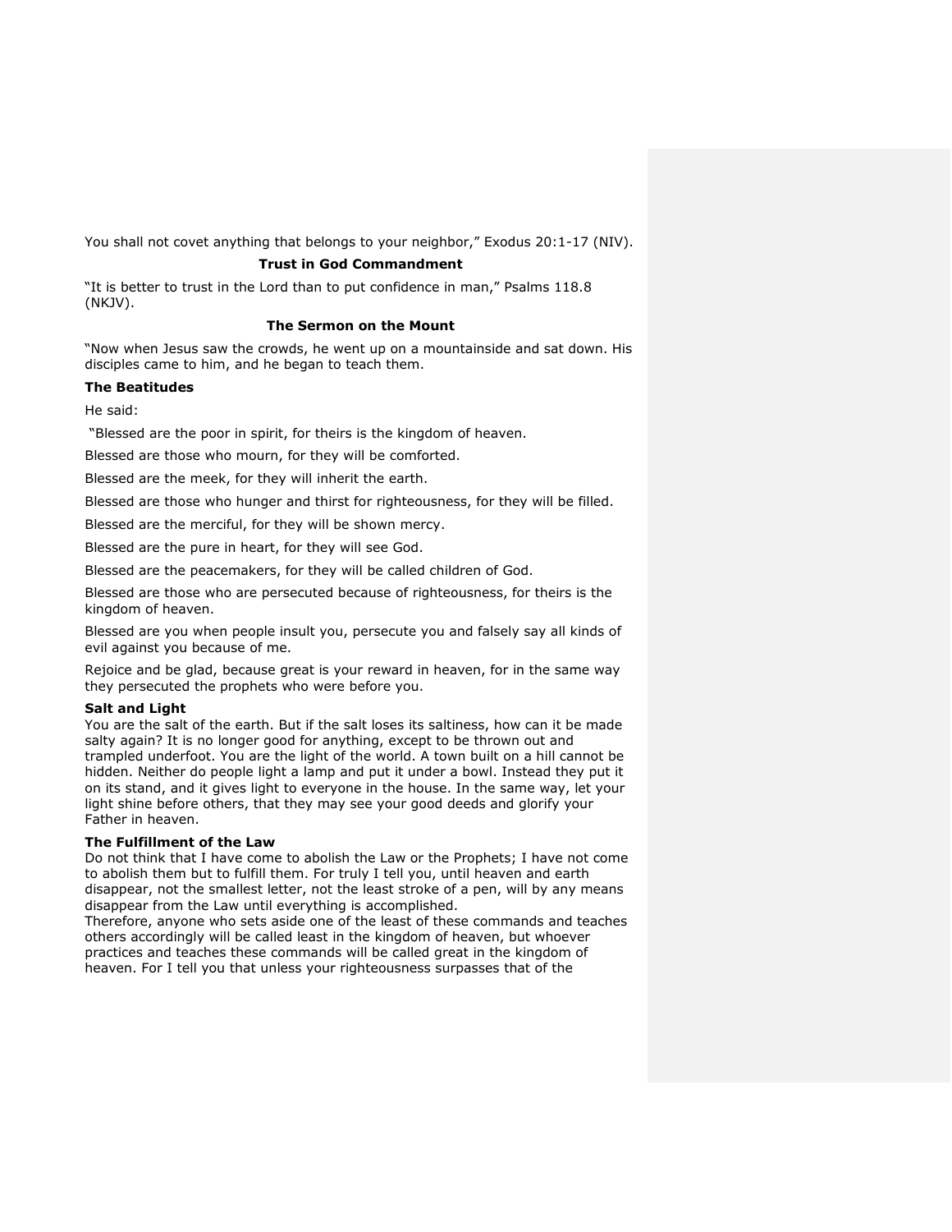You shall not covet anything that belongs to your neighbor," Exodus 20:1-17 (NIV).

**Trust in God Commandment**

"It is better to trust in the Lord than to put confidence in man," Psalms 118.8 (NKJV).

**The Sermon on the Mount**

"Now when Jesus saw the crowds, he went up on a mountainside and sat down. His disciples came to him, and he began to teach them.

**The Beatitudes**

He said:

"Blessed are the poor in spirit, for theirs is the kingdom of heaven.

Blessed are those who mourn, for they will be comforted.

Blessed are the meek, for they will inherit the earth.

Blessed are those who hunger and thirst for righteousness, for they will be filled.

Blessed are the merciful, for they will be shown mercy.

Blessed are the pure in heart, for they will see God.

Blessed are the peacemakers, for they will be called children of God.

Blessed are those who are persecuted because of righteousness, for theirs is the kingdom of heaven.

Blessed are you when people insult you, persecute you and falsely say all kinds of evil against you because of me.

Rejoice and be glad, because great is your reward in heaven, for in the same way they persecuted the prophets who were before you.

**Salt and Light**

You are the salt of the earth. But if the salt loses its saltiness, how can it be made salty again? It is no longer good for anything, except to be thrown out and trampled underfoot. You are the light of the world. A town built on a hill cannot be hidden. Neither do people light a lamp and put it under a bowl. Instead they put it on its stand, and it gives light to everyone in the house. In the same way, let your light shine before others, that they may see your good deeds and glorify your Father in heaven.

**The Fulfillment of the Law**

Do not think that I have come to abolish the Law or the Prophets; I have not come to abolish them but to fulfill them. For truly I tell you, until heaven and earth disappear, not the smallest letter, not the least stroke of a pen, will by any means disappear from the Law until everything is accomplished.

Therefore, anyone who sets aside one of the least of these commands and teaches others accordingly will be called least in the kingdom of heaven, but whoever practices and teaches these commands will be called great in the kingdom of heaven. For I tell you that unless your righteousness surpasses that of the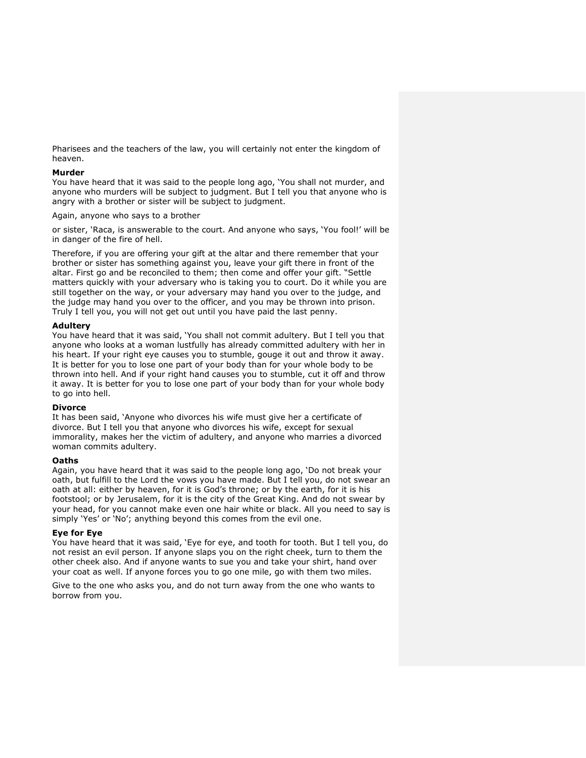Pharisees and the teachers of the law, you will certainly not enter the kingdom of heaven.

**Murder**
You have heard that it was said to the people long ago, 'You shall not murder, and anyone who murders will be subject to judgment. But I tell you that anyone who is angry with a brother or sister will be subject to judgment.

Again, anyone who says to a brother

or sister, 'Raca, is answerable to the court. And anyone who says, 'You fool!' will be in danger of the fire of hell.

Therefore, if you are offering your gift at the altar and there remember that your brother or sister has something against you, leave your gift there in front of the altar. First go and be reconciled to them; then come and offer your gift. "Settle matters quickly with your adversary who is taking you to court. Do it while you are still together on the way, or your adversary may hand you over to the judge, and the judge may hand you over to the officer, and you may be thrown into prison. Truly I tell you, you will not get out until you have paid the last penny.

**Adultery**
You have heard that it was said, 'You shall not commit adultery. But I tell you that anyone who looks at a woman lustfully has already committed adultery with her in his heart. If your right eye causes you to stumble, gouge it out and throw it away. It is better for you to lose one part of your body than for your whole body to be thrown into hell. And if your right hand causes you to stumble, cut it off and throw it away. It is better for you to lose one part of your body than for your whole body to go into hell.

**Divorce**
It has been said, 'Anyone who divorces his wife must give her a certificate of divorce. But I tell you that anyone who divorces his wife, except for sexual immorality, makes her the victim of adultery, and anyone who marries a divorced woman commits adultery.

**Oaths**
Again, you have heard that it was said to the people long ago, 'Do not break your oath, but fulfill to the Lord the vows you have made. But I tell you, do not swear an oath at all: either by heaven, for it is God's throne; or by the earth, for it is his footstool; or by Jerusalem, for it is the city of the Great King. And do not swear by your head, for you cannot make even one hair white or black. All you need to say is simply 'Yes' or 'No'; anything beyond this comes from the evil one.

**Eye for Eye**
You have heard that it was said, 'Eye for eye, and tooth for tooth. But I tell you, do not resist an evil person. If anyone slaps you on the right cheek, turn to them the other cheek also. And if anyone wants to sue you and take your shirt, hand over your coat as well. If anyone forces you to go one mile, go with them two miles.

Give to the one who asks you, and do not turn away from the one who wants to borrow from you.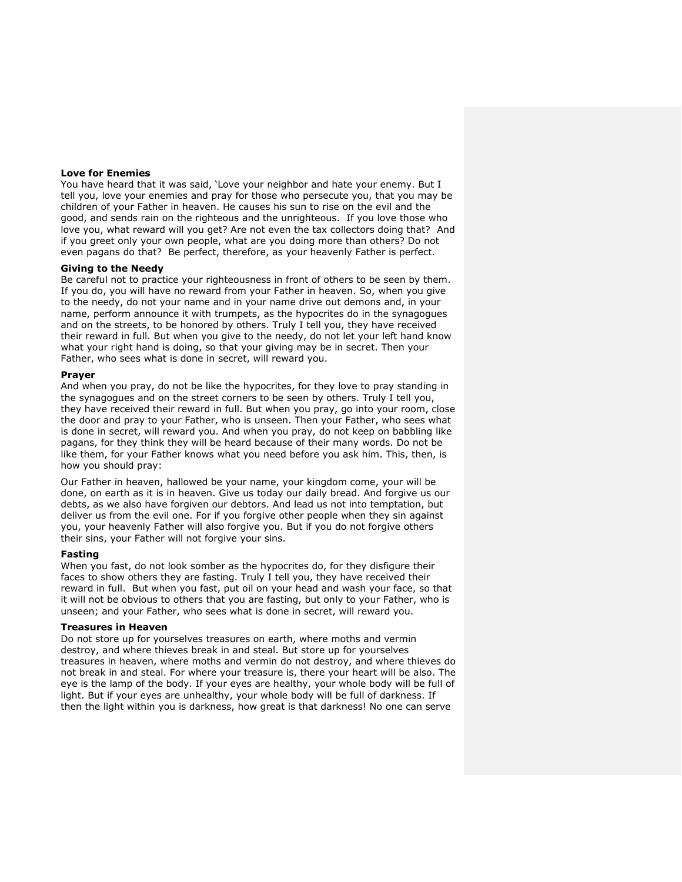**Love for Enemies**

You have heard that it was said, 'Love your neighbor and hate your enemy. But I tell you, love your enemies and pray for those who persecute you, that you may be children of your Father in heaven. He causes his sun to rise on the evil and the good, and sends rain on the righteous and the unrighteous. If you love those who love you, what reward will you get? Are not even the tax collectors doing that? And if you greet only your own people, what are you doing more than others? Do not even pagans do that? Be perfect, therefore, as your heavenly Father is perfect.

**Giving to the Needy**

Be careful not to practice your righteousness in front of others to be seen by them. If you do, you will have no reward from your Father in heaven. So, when you give to the needy, do not your name and in your name drive out demons and, in your name, perform announce it with trumpets, as the hypocrites do in the synagogues and on the streets, to be honored by others. Truly I tell you, they have received their reward in full. But when you give to the needy, do not let your left hand know what your right hand is doing, so that your giving may be in secret. Then your Father, who sees what is done in secret, will reward you.

**Prayer**

And when you pray, do not be like the hypocrites, for they love to pray standing in the synagogues and on the street corners to be seen by others. Truly I tell you, they have received their reward in full. But when you pray, go into your room, close the door and pray to your Father, who is unseen. Then your Father, who sees what is done in secret, will reward you. And when you pray, do not keep on babbling like pagans, for they think they will be heard because of their many words. Do not be like them, for your Father knows what you need before you ask him. This, then, is how you should pray:

Our Father in heaven, hallowed be your name, your kingdom come, your will be done, on earth as it is in heaven. Give us today our daily bread. And forgive us our debts, as we also have forgiven our debtors. And lead us not into temptation, but deliver us from the evil one. For if you forgive other people when they sin against you, your heavenly Father will also forgive you. But if you do not forgive others their sins, your Father will not forgive your sins.

**Fasting**

When you fast, do not look somber as the hypocrites do, for they disfigure their faces to show others they are fasting. Truly I tell you, they have received their reward in full. But when you fast, put oil on your head and wash your face, so that it will not be obvious to others that you are fasting, but only to your Father, who is unseen; and your Father, who sees what is done in secret, will reward you.

**Treasures in Heaven**

Do not store up for yourselves treasures on earth, where moths and vermin destroy, and where thieves break in and steal. But store up for yourselves treasures in heaven, where moths and vermin do not destroy, and where thieves do not break in and steal. For where your treasure is, there your heart will be also. The eye is the lamp of the body. If your eyes are healthy, your whole body will be full of light. But if your eyes are unhealthy, your whole body will be full of darkness. If then the light within you is darkness, how great is that darkness! No one can serve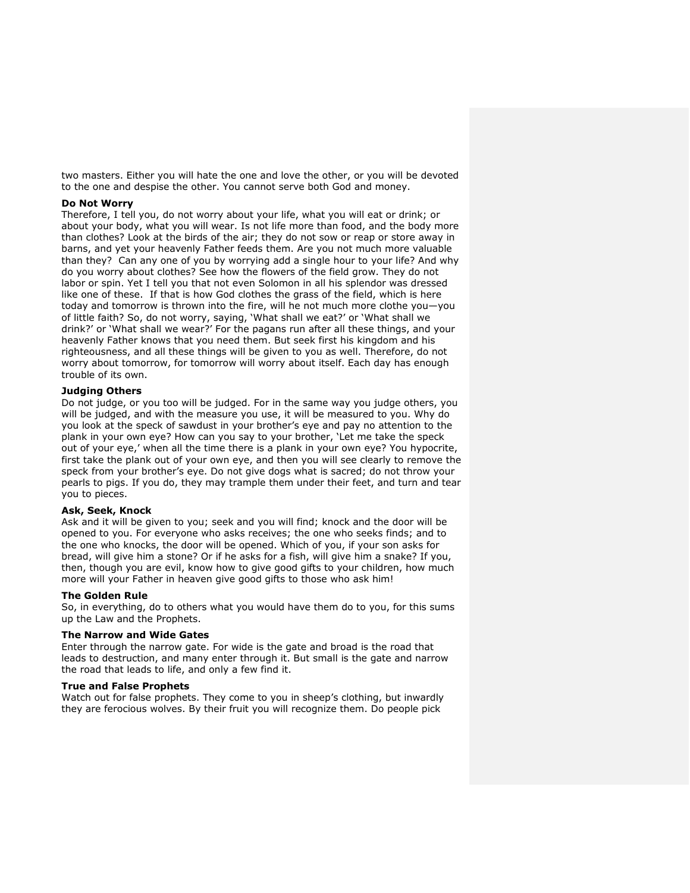two masters. Either you will hate the one and love the other, or you will be devoted to the one and despise the other. You cannot serve both God and money.

**Do Not Worry**

Therefore, I tell you, do not worry about your life, what you will eat or drink; or about your body, what you will wear. Is not life more than food, and the body more than clothes? Look at the birds of the air; they do not sow or reap or store away in barns, and yet your heavenly Father feeds them. Are you not much more valuable than they? Can any one of you by worrying add a single hour to your life? And why do you worry about clothes? See how the flowers of the field grow. They do not labor or spin. Yet I tell you that not even Solomon in all his splendor was dressed like one of these. If that is how God clothes the grass of the field, which is here today and tomorrow is thrown into the fire, will he not much more clothe you—you of little faith? So, do not worry, saying, 'What shall we eat?' or 'What shall we drink?' or 'What shall we wear?' For the pagans run after all these things, and your heavenly Father knows that you need them. But seek first his kingdom and his righteousness, and all these things will be given to you as well. Therefore, do not worry about tomorrow, for tomorrow will worry about itself. Each day has enough trouble of its own.

**Judging Others**

Do not judge, or you too will be judged. For in the same way you judge others, you will be judged, and with the measure you use, it will be measured to you. Why do you look at the speck of sawdust in your brother's eye and pay no attention to the plank in your own eye? How can you say to your brother, 'Let me take the speck out of your eye,' when all the time there is a plank in your own eye? You hypocrite, first take the plank out of your own eye, and then you will see clearly to remove the speck from your brother's eye. Do not give dogs what is sacred; do not throw your pearls to pigs. If you do, they may trample them under their feet, and turn and tear you to pieces.

**Ask, Seek, Knock**

Ask and it will be given to you; seek and you will find; knock and the door will be opened to you. For everyone who asks receives; the one who seeks finds; and to the one who knocks, the door will be opened. Which of you, if your son asks for bread, will give him a stone? Or if he asks for a fish, will give him a snake? If you, then, though you are evil, know how to give good gifts to your children, how much more will your Father in heaven give good gifts to those who ask him!

**The Golden Rule**

So, in everything, do to others what you would have them do to you, for this sums up the Law and the Prophets.

**The Narrow and Wide Gates**

Enter through the narrow gate. For wide is the gate and broad is the road that leads to destruction, and many enter through it. But small is the gate and narrow the road that leads to life, and only a few find it.

**True and False Prophets**

Watch out for false prophets. They come to you in sheep's clothing, but inwardly they are ferocious wolves. By their fruit you will recognize them. Do people pick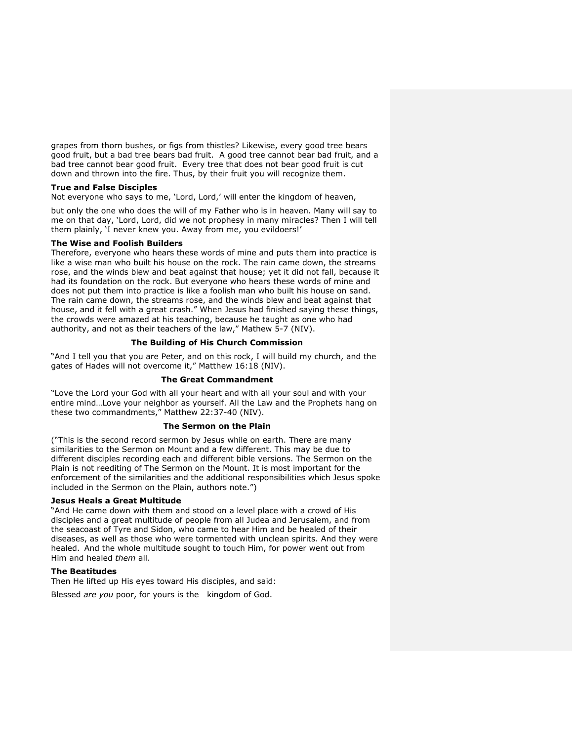grapes from thorn bushes, or figs from thistles? Likewise, every good tree bears good fruit, but a bad tree bears bad fruit. A good tree cannot bear bad fruit, and a bad tree cannot bear good fruit. Every tree that does not bear good fruit is cut down and thrown into the fire. Thus, by their fruit you will recognize them.

**True and False Disciples**

Not everyone who says to me, 'Lord, Lord,' will enter the kingdom of heaven,

but only the one who does the will of my Father who is in heaven. Many will say to me on that day, 'Lord, Lord, did we not prophesy in many miracles? Then I will tell them plainly, 'I never knew you. Away from me, you evildoers!'

**The Wise and Foolish Builders**

Therefore, everyone who hears these words of mine and puts them into practice is like a wise man who built his house on the rock. The rain came down, the streams rose, and the winds blew and beat against that house; yet it did not fall, because it had its foundation on the rock. But everyone who hears these words of mine and does not put them into practice is like a foolish man who built his house on sand. The rain came down, the streams rose, and the winds blew and beat against that house, and it fell with a great crash." When Jesus had finished saying these things, the crowds were amazed at his teaching, because he taught as one who had authority, and not as their teachers of the law," Mathew 5-7 (NIV).

### The Building of His Church Commission

"And I tell you that you are Peter, and on this rock, I will build my church, and the gates of Hades will not overcome it," Matthew 16:18 (NIV).

### The Great Commandment

"Love the Lord your God with all your heart and with all your soul and with your entire mind…Love your neighbor as yourself. All the Law and the Prophets hang on these two commandments," Matthew 22:37-40 (NIV).

### The Sermon on the Plain

("This is the second record sermon by Jesus while on earth. There are many similarities to the Sermon on Mount and a few different. This may be due to different disciples recording each and different bible versions. The Sermon on the Plain is not reediting of The Sermon on the Mount. It is most important for the enforcement of the similarities and the additional responsibilities which Jesus spoke included in the Sermon on the Plain, authors note.")

**Jesus Heals a Great Multitude**

"And He came down with them and stood on a level place with a crowd of His disciples and a great multitude of people from all Judea and Jerusalem, and from the seacoast of Tyre and Sidon, who came to hear Him and be healed of their diseases, as well as those who were tormented with unclean spirits. And they were healed. And the whole multitude sought to touch Him, for power went out from Him and healed *them* all.

**The Beatitudes**

Then He lifted up His eyes toward His disciples, and said:

Blessed *are you* poor, for yours is the kingdom of God.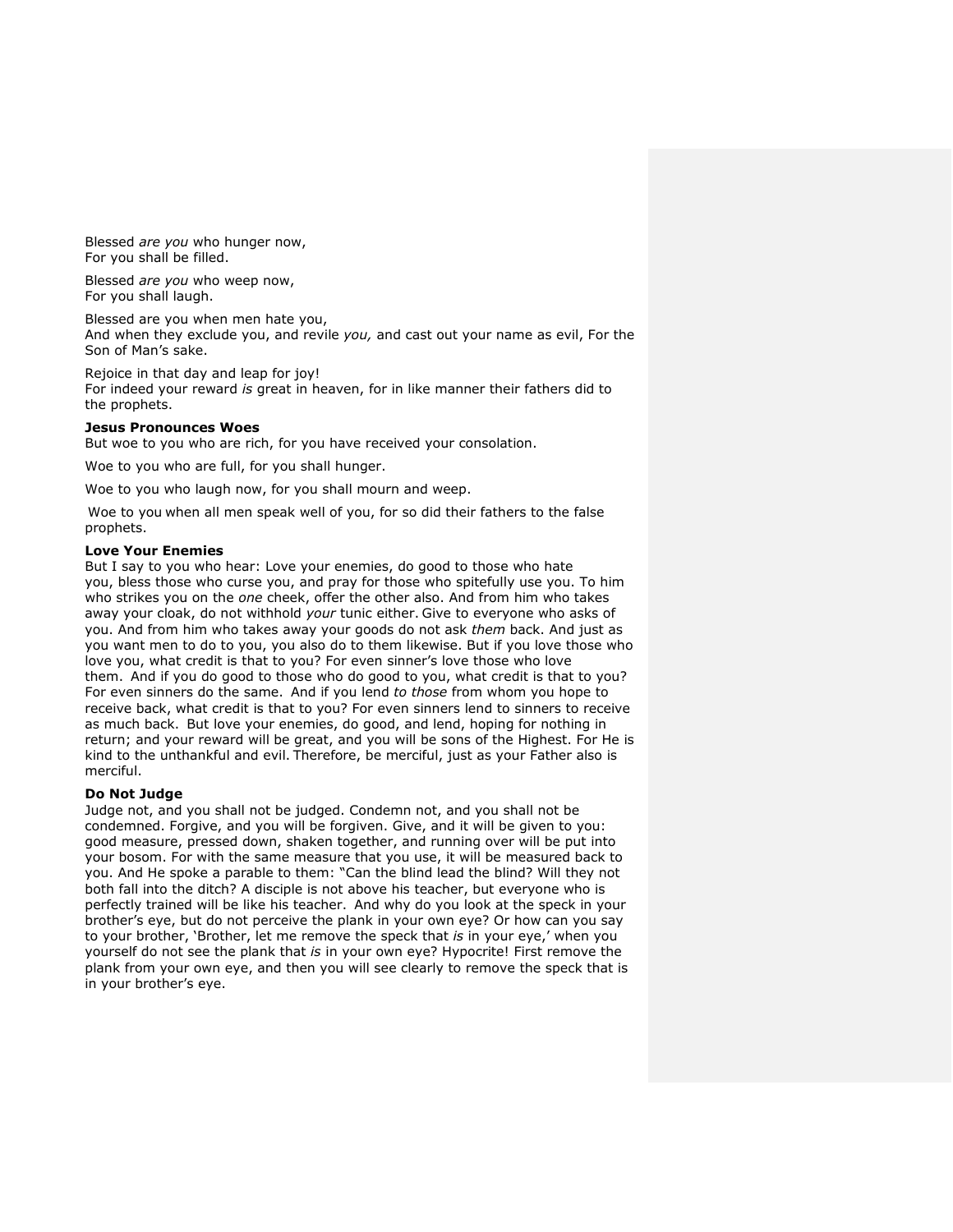Blessed *are you* who hunger now,
For you shall be filled.

Blessed *are you* who weep now,
For you shall laugh.

Blessed are you when men hate you,
And when they exclude you, and revile *you,* and cast out your name as evil, For the Son of Man's sake.

Rejoice in that day and leap for joy!
For indeed your reward *is* great in heaven, for in like manner their fathers did to the prophets.

**Jesus Pronounces Woes**
But woe to you who are rich, for you have received your consolation.

Woe to you who are full, for you shall hunger.

Woe to you who laugh now, for you shall mourn and weep.

Woe to you when all men speak well of you, for so did their fathers to the false prophets.

**Love Your Enemies**
But I say to you who hear: Love your enemies, do good to those who hate you, bless those who curse you, and pray for those who spitefully use you. To him who strikes you on the *one* cheek, offer the other also. And from him who takes away your cloak, do not withhold *your* tunic either. Give to everyone who asks of you. And from him who takes away your goods do not ask *them* back. And just as you want men to do to you, you also do to them likewise. But if you love those who love you, what credit is that to you? For even sinner's love those who love them. And if you do good to those who do good to you, what credit is that to you? For even sinners do the same. And if you lend *to those* from whom you hope to receive back, what credit is that to you? For even sinners lend to sinners to receive as much back. But love your enemies, do good, and lend, hoping for nothing in return; and your reward will be great, and you will be sons of the Highest. For He is kind to the unthankful and evil. Therefore, be merciful, just as your Father also is merciful.

**Do Not Judge**
Judge not, and you shall not be judged. Condemn not, and you shall not be condemned. Forgive, and you will be forgiven. Give, and it will be given to you: good measure, pressed down, shaken together, and running over will be put into your bosom. For with the same measure that you use, it will be measured back to you. And He spoke a parable to them: "Can the blind lead the blind? Will they not both fall into the ditch? A disciple is not above his teacher, but everyone who is perfectly trained will be like his teacher. And why do you look at the speck in your brother's eye, but do not perceive the plank in your own eye? Or how can you say to your brother, 'Brother, let me remove the speck that *is* in your eye,' when you yourself do not see the plank that *is* in your own eye? Hypocrite! First remove the plank from your own eye, and then you will see clearly to remove the speck that is in your brother's eye.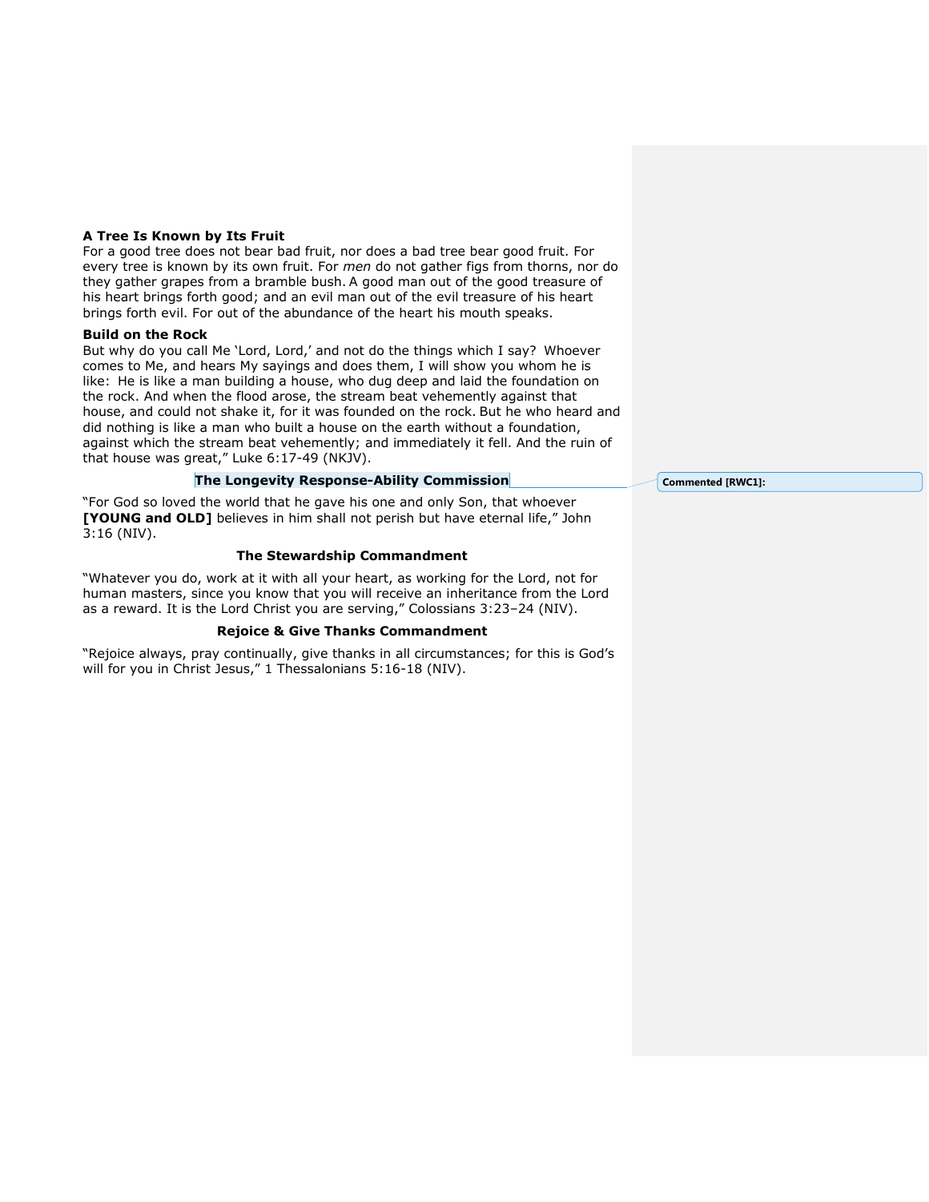**A Tree Is Known by Its Fruit**
For a good tree does not bear bad fruit, nor does a bad tree bear good fruit. For every tree is known by its own fruit. For *men* do not gather figs from thorns, nor do they gather grapes from a bramble bush. A good man out of the good treasure of his heart brings forth good; and an evil man out of the evil treasure of his heart brings forth evil. For out of the abundance of the heart his mouth speaks.

**Build on the Rock**
But why do you call Me 'Lord, Lord,' and not do the things which I say? Whoever comes to Me, and hears My sayings and does them, I will show you whom he is like: He is like a man building a house, who dug deep and laid the foundation on the rock. And when the flood arose, the stream beat vehemently against that house, and could not shake it, for it was founded on the rock. But he who heard and did nothing is like a man who built a house on the earth without a foundation, against which the stream beat vehemently; and immediately it fell. And the ruin of that house was great," Luke 6:17-49 (NKJV).

**The Longevity Response-Ability Commission**

Commented [RWC1]:

"For God so loved the world that he gave his one and only Son, that whoever **[YOUNG and OLD]** believes in him shall not perish but have eternal life," John 3:16 (NIV).

**The Stewardship Commandment**

"Whatever you do, work at it with all your heart, as working for the Lord, not for human masters, since you know that you will receive an inheritance from the Lord as a reward. It is the Lord Christ you are serving," Colossians 3:23–24 (NIV).

**Rejoice & Give Thanks Commandment**

"Rejoice always, pray continually, give thanks in all circumstances; for this is God's will for you in Christ Jesus," 1 Thessalonians 5:16-18 (NIV).